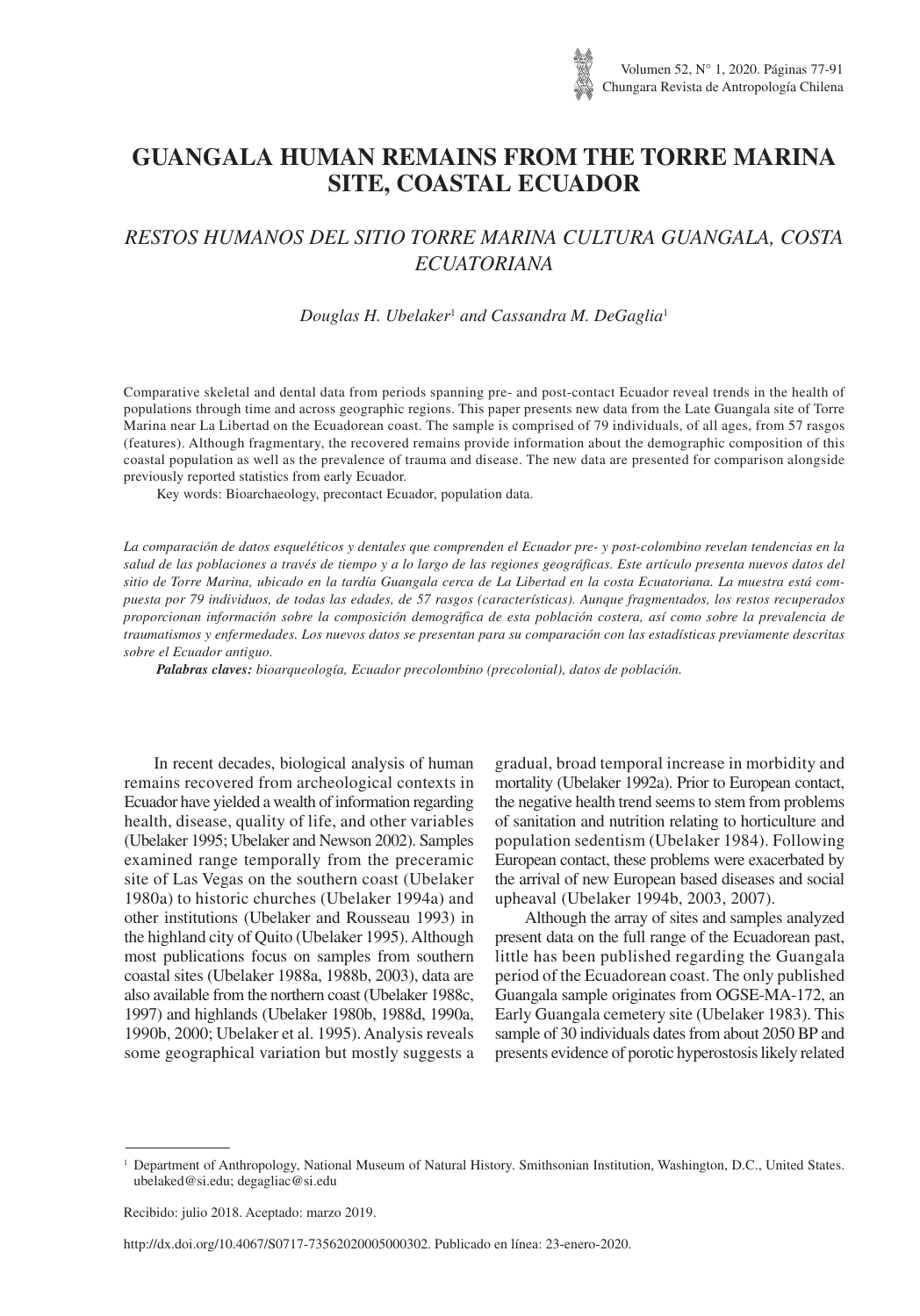# GUANGALA HUMAN REMAINS FROM THE TORRE MARINA SITE, COASTAL ECUADOR

## *RESTOS HUMANOS DEL SITIO TORRE MARINA CULTURA GUANGALA, COSTA ECUATORIANA*

*Douglas H. Ubelaker*[1] *and Cassandra M. DeGaglia*[1]

Comparative skeletal and dental data from periods spanning pre- and post-contact Ecuador reveal trends in the health of populations through time and across geographic regions. This paper presents new data from the Late Guangala site of Torre Marina near La Libertad on the Ecuadorean coast. The sample is comprised of 79 individuals, of all ages, from 57 rasgos (features). Although fragmentary, the recovered remains provide information about the demographic composition of this coastal population as well as the prevalence of trauma and disease. The new data are presented for comparison alongside previously reported statistics from early Ecuador.

Key words: Bioarchaeology, precontact Ecuador, population data.

*La comparación de datos esqueléticos y dentales que comprenden el Ecuador pre- y post-colombino revelan tendencias en la salud de las poblaciones a través de tiempo y a lo largo de las regiones geográficas. Este artículo presenta nuevos datos del sitio de Torre Marina, ubicado en la tardía Guangala cerca de La Libertad en la costa Ecuatoriana. La muestra está compuesta por 79 individuos, de todas las edades, de 57 rasgos (características). Aunque fragmentados, los restos recuperados proporcionan información sobre la composición demográfica de esta población costera, así como sobre la prevalencia de traumatismos y enfermedades. Los nuevos datos se presentan para su comparación con las estadísticas previamente descritas sobre el Ecuador antiguo.*

***Palabras claves:*** *bioarqueología, Ecuador precolombino (precolonial), datos de población.*

In recent decades, biological analysis of human remains recovered from archeological contexts in Ecuador have yielded a wealth of information regarding health, disease, quality of life, and other variables (Ubelaker 1995; Ubelaker and Newson 2002). Samples examined range temporally from the preceramic site of Las Vegas on the southern coast (Ubelaker 1980a) to historic churches (Ubelaker 1994a) and other institutions (Ubelaker and Rousseau 1993) in the highland city of Quito (Ubelaker 1995). Although most publications focus on samples from southern coastal sites (Ubelaker 1988a, 1988b, 2003), data are also available from the northern coast (Ubelaker 1988c, 1997) and highlands (Ubelaker 1980b, 1988d, 1990a, 1990b, 2000; Ubelaker et al. 1995). Analysis reveals some geographical variation but mostly suggests a gradual, broad temporal increase in morbidity and mortality (Ubelaker 1992a). Prior to European contact, the negative health trend seems to stem from problems of sanitation and nutrition relating to horticulture and population sedentism (Ubelaker 1984). Following European contact, these problems were exacerbated by the arrival of new European based diseases and social upheaval (Ubelaker 1994b, 2003, 2007).

Although the array of sites and samples analyzed present data on the full range of the Ecuadorean past, little has been published regarding the Guangala period of the Ecuadorean coast. The only published Guangala sample originates from OGSE-MA-172, an Early Guangala cemetery site (Ubelaker 1983). This sample of 30 individuals dates from about 2050 BP and presents evidence of porotic hyperostosis likely related

[1] Department of Anthropology, National Museum of Natural History. Smithsonian Institution, Washington, D.C., United States. ubelaked@si.edu; degagliac@si.edu

Recibido: julio 2018. Aceptado: marzo 2019.

http://dx.doi.org/10.4067/S0717-73562020005000302. Publicado en línea: 23-enero-2020.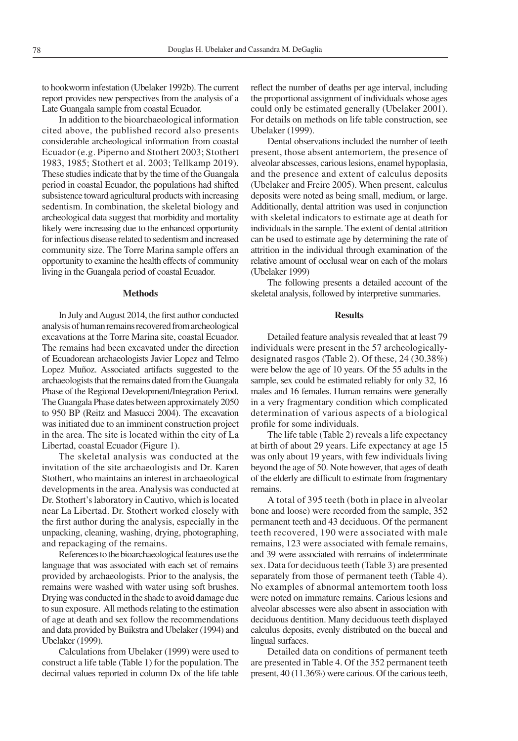to hookworm infestation (Ubelaker 1992b). The current report provides new perspectives from the analysis of a Late Guangala sample from coastal Ecuador.

In addition to the bioarchaeological information cited above, the published record also presents considerable archeological information from coastal Ecuador (e.g. Piperno and Stothert 2003; Stothert 1983, 1985; Stothert et al. 2003; Tellkamp 2019). These studies indicate that by the time of the Guangala period in coastal Ecuador, the populations had shifted subsistence toward agricultural products with increasing sedentism. In combination, the skeletal biology and archeological data suggest that morbidity and mortality likely were increasing due to the enhanced opportunity for infectious disease related to sedentism and increased community size. The Torre Marina sample offers an opportunity to examine the health effects of community living in the Guangala period of coastal Ecuador.

## Methods

In July and August 2014, the first author conducted analysis of human remains recovered from archeological excavations at the Torre Marina site, coastal Ecuador. The remains had been excavated under the direction of Ecuadorean archaeologists Javier Lopez and Telmo Lopez Muñoz. Associated artifacts suggested to the archaeologists that the remains dated from the Guangala Phase of the Regional Development/Integration Period. The Guangala Phase dates between approximately 2050 to 950 BP (Reitz and Masucci 2004). The excavation was initiated due to an imminent construction project in the area. The site is located within the city of La Libertad, coastal Ecuador (Figure 1).

The skeletal analysis was conducted at the invitation of the site archaeologists and Dr. Karen Stothert, who maintains an interest in archaeological developments in the area. Analysis was conducted at Dr. Stothert's laboratory in Cautivo, which is located near La Libertad. Dr. Stothert worked closely with the first author during the analysis, especially in the unpacking, cleaning, washing, drying, photographing, and repackaging of the remains.

References to the bioarchaeological features use the language that was associated with each set of remains provided by archaeologists. Prior to the analysis, the remains were washed with water using soft brushes. Drying was conducted in the shade to avoid damage due to sun exposure. All methods relating to the estimation of age at death and sex follow the recommendations and data provided by Buikstra and Ubelaker (1994) and Ubelaker (1999).

Calculations from Ubelaker (1999) were used to construct a life table (Table 1) for the population. The decimal values reported in column Dx of the life table reflect the number of deaths per age interval, including the proportional assignment of individuals whose ages could only be estimated generally (Ubelaker 2001). For details on methods on life table construction, see Ubelaker (1999).

Dental observations included the number of teeth present, those absent antemortem, the presence of alveolar abscesses, carious lesions, enamel hypoplasia, and the presence and extent of calculus deposits (Ubelaker and Freire 2005). When present, calculus deposits were noted as being small, medium, or large. Additionally, dental attrition was used in conjunction with skeletal indicators to estimate age at death for individuals in the sample. The extent of dental attrition can be used to estimate age by determining the rate of attrition in the individual through examination of the relative amount of occlusal wear on each of the molars (Ubelaker 1999)

The following presents a detailed account of the skeletal analysis, followed by interpretive summaries.

## Results

Detailed feature analysis revealed that at least 79 individuals were present in the 57 archeologically-designated rasgos (Table 2). Of these, 24 (30.38%) were below the age of 10 years. Of the 55 adults in the sample, sex could be estimated reliably for only 32, 16 males and 16 females. Human remains were generally in a very fragmentary condition which complicated determination of various aspects of a biological profile for some individuals.

The life table (Table 2) reveals a life expectancy at birth of about 29 years. Life expectancy at age 15 was only about 19 years, with few individuals living beyond the age of 50. Note however, that ages of death of the elderly are difficult to estimate from fragmentary remains.

A total of 395 teeth (both in place in alveolar bone and loose) were recorded from the sample, 352 permanent teeth and 43 deciduous. Of the permanent teeth recovered, 190 were associated with male remains, 123 were associated with female remains, and 39 were associated with remains of indeterminate sex. Data for deciduous teeth (Table 3) are presented separately from those of permanent teeth (Table 4). No examples of abnormal antemortem tooth loss were noted on immature remains. Carious lesions and alveolar abscesses were also absent in association with deciduous dentition. Many deciduous teeth displayed calculus deposits, evenly distributed on the buccal and lingual surfaces.

Detailed data on conditions of permanent teeth are presented in Table 4. Of the 352 permanent teeth present, 40 (11.36%) were carious. Of the carious teeth,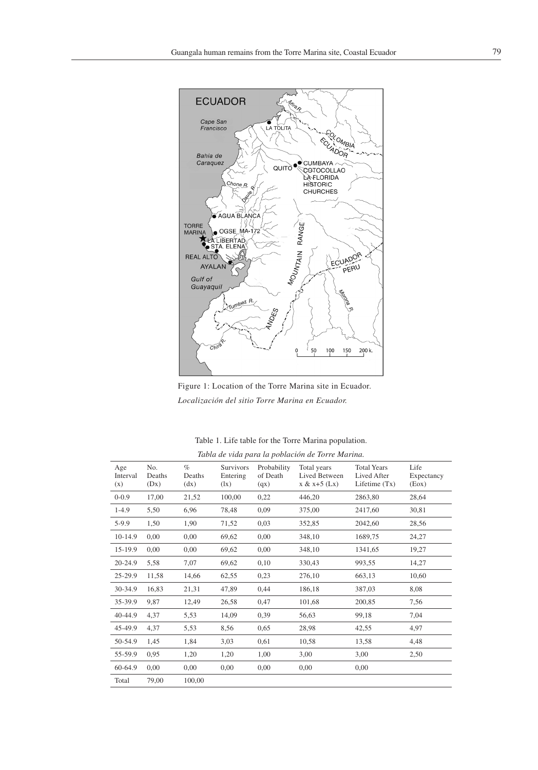Figure 1: Location of the Torre Marina site in Ecuador.

*Localización del sitio Torre Marina en Ecuador.*

Table 1. Life table for the Torre Marina population.

*Tabla de vida para la población de Torre Marina.*

| Age Interval (x) | No. Deaths (Dx) | % Deaths (dx) | Survivors Entering (lx) | Probability of Death (qx) | Total years Lived Between x & x+5 (Lx) | Total Years Lived After Lifetime (Tx) | Life Expectancy (Eox) |
|---|---|---|---|---|---|---|---|
| 0-0.9 | 17,00 | 21,52 | 100,00 | 0,22 | 446,20 | 2863,80 | 28,64 |
| 1-4.9 | 5,50 | 6,96 | 78,48 | 0,09 | 375,00 | 2417,60 | 30,81 |
| 5-9.9 | 1,50 | 1,90 | 71,52 | 0,03 | 352,85 | 2042,60 | 28,56 |
| 10-14.9 | 0,00 | 0,00 | 69,62 | 0,00 | 348,10 | 1689,75 | 24,27 |
| 15-19.9 | 0,00 | 0,00 | 69,62 | 0,00 | 348,10 | 1341,65 | 19,27 |
| 20-24.9 | 5,58 | 7,07 | 69,62 | 0,10 | 330,43 | 993,55 | 14,27 |
| 25-29.9 | 11,58 | 14,66 | 62,55 | 0,23 | 276,10 | 663,13 | 10,60 |
| 30-34.9 | 16,83 | 21,31 | 47,89 | 0,44 | 186,18 | 387,03 | 8,08 |
| 35-39.9 | 9,87 | 12,49 | 26,58 | 0,47 | 101,68 | 200,85 | 7,56 |
| 40-44.9 | 4,37 | 5,53 | 14,09 | 0,39 | 56,63 | 99,18 | 7,04 |
| 45-49.9 | 4,37 | 5,53 | 8,56 | 0,65 | 28,98 | 42,55 | 4,97 |
| 50-54.9 | 1,45 | 1,84 | 3,03 | 0,61 | 10,58 | 13,58 | 4,48 |
| 55-59.9 | 0,95 | 1,20 | 1,20 | 1,00 | 3,00 | 3,00 | 2,50 |
| 60-64.9 | 0,00 | 0,00 | 0,00 | 0,00 | 0,00 | 0,00 | |
| Total | 79,00 | 100,00 | | | | | |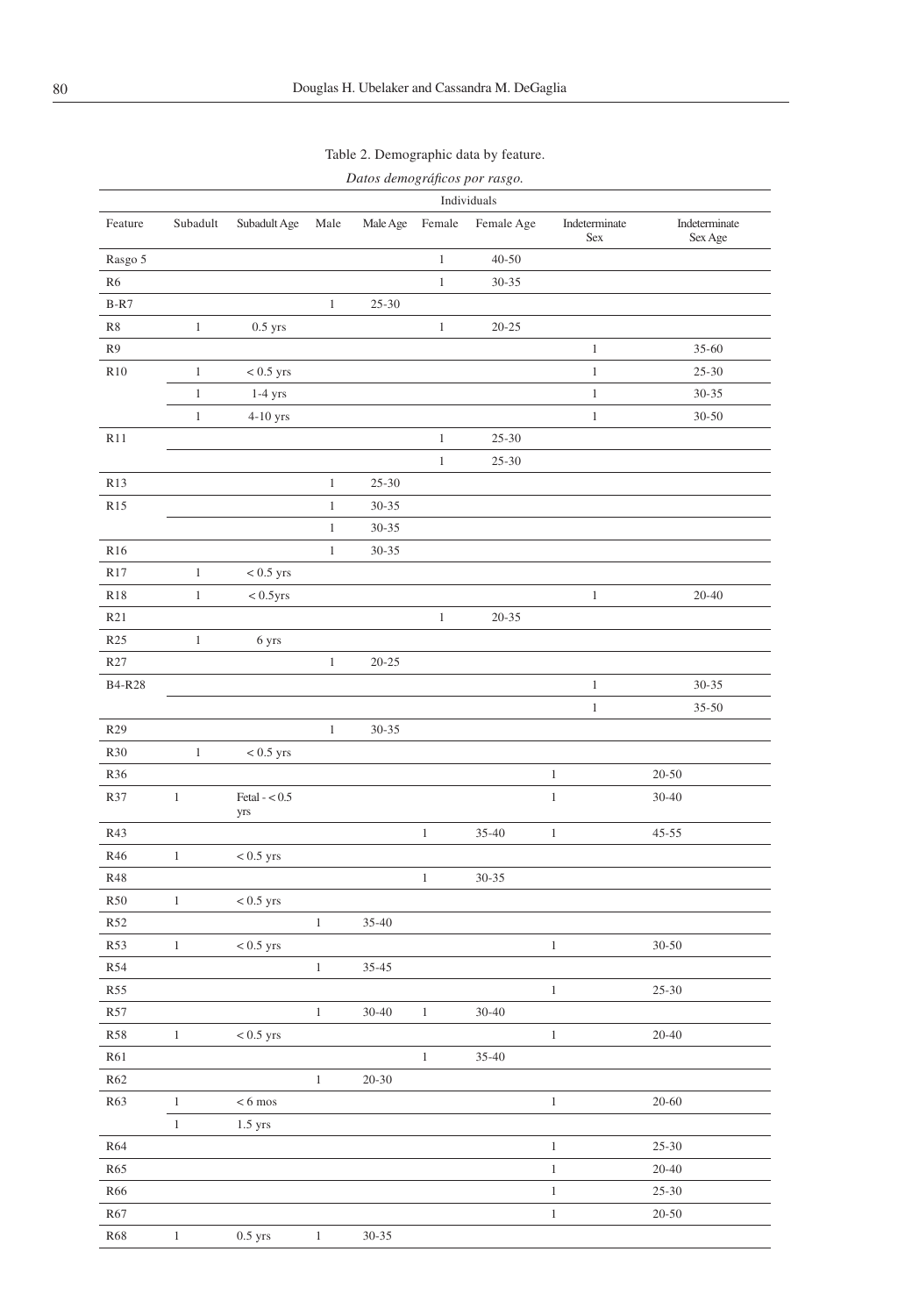Table 2. Demographic data by feature.

*Datos demográficos por rasgo.*

| | Individuals | | | | | | | |
|---|---|---|---|---|---|---|---|---|
| Feature | Subadult | Subadult Age | Male | Male Age | Female | Female Age | Indeterminate Sex | Indeterminate Sex Age |
| Rasgo 5 | | | | | 1 | 40-50 | | |
| R6 | | | | | 1 | 30-35 | | |
| B-R7 | | | 1 | 25-30 | | | | |
| R8 | 1 | 0.5 yrs | | | 1 | 20-25 | | |
| R9 | | | | | | | 1 | 35-60 |
| R10 | 1 | < 0.5 yrs | | | | | 1 | 25-30 |
| | 1 | 1-4 yrs | | | | | 1 | 30-35 |
| | 1 | 4-10 yrs | | | | | 1 | 30-50 |
| R11 | | | | | 1 | 25-30 | | |
| | | | | | 1 | 25-30 | | |
| R13 | | | 1 | 25-30 | | | | |
| R15 | | | 1 | 30-35 | | | | |
| | | | 1 | 30-35 | | | | |
| R16 | | | 1 | 30-35 | | | | |
| R17 | 1 | < 0.5 yrs | | | | | | |
| R18 | 1 | < 0.5yrs | | | | | 1 | 20-40 |
| R21 | | | | | 1 | 20-35 | | |
| R25 | 1 | 6 yrs | | | | | | |
| R27 | | | 1 | 20-25 | | | | |
| B4-R28 | | | | | | | 1 | 30-35 |
| | | | | | | | 1 | 35-50 |
| R29 | | | 1 | 30-35 | | | | |
| R30 | 1 | < 0.5 yrs | | | | | | |
| R36 | | | | | | | 1 | 20-50 |
| R37 | 1 | Fetal - < 0.5 yrs | | | | | 1 | 30-40 |
| R43 | | | | | 1 | 35-40 | 1 | 45-55 |
| R46 | 1 | < 0.5 yrs | | | | | | |
| R48 | | | | | 1 | 30-35 | | |
| R50 | 1 | < 0.5 yrs | | | | | | |
| R52 | | | 1 | 35-40 | | | | |
| R53 | 1 | < 0.5 yrs | | | | | 1 | 30-50 |
| R54 | | | 1 | 35-45 | | | | |
| R55 | | | | | | | 1 | 25-30 |
| R57 | | | 1 | 30-40 | 1 | 30-40 | | |
| R58 | 1 | < 0.5 yrs | | | | | 1 | 20-40 |
| R61 | | | | | 1 | 35-40 | | |
| R62 | | | 1 | 20-30 | | | | |
| R63 | 1 | < 6 mos | | | | | 1 | 20-60 |
| | 1 | 1.5 yrs | | | | | | |
| R64 | | | | | | | 1 | 25-30 |
| R65 | | | | | | | 1 | 20-40 |
| R66 | | | | | | | 1 | 25-30 |
| R67 | | | | | | | 1 | 20-50 |
| R68 | 1 | 0.5 yrs | 1 | 30-35 | | | | |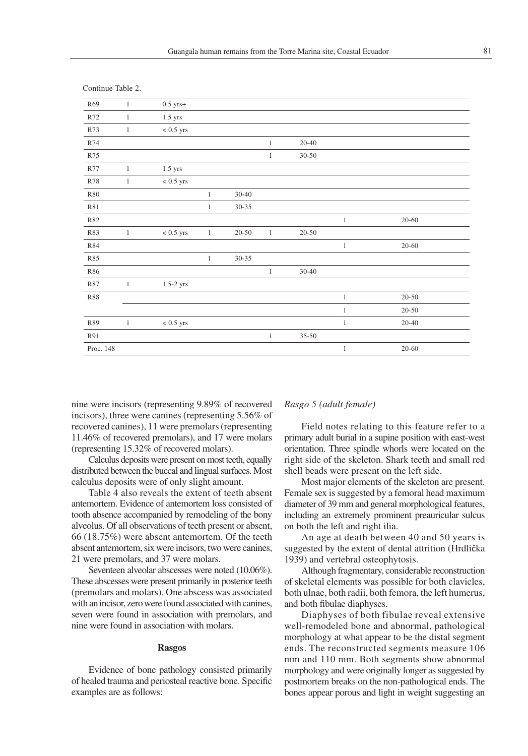Continue Table 2.

| | | | | | | | | |
|---|---|---|---|---|---|---|---|---|
| R69 | 1 | 0.5 yrs+ | | | | | | |
| R72 | 1 | 1.5 yrs | | | | | | |
| R73 | 1 | < 0.5 yrs | | | | | | |
| R74 | | | | | 1 | 20-40 | | |
| R75 | | | | | 1 | 30-50 | | |
| R77 | 1 | 1.5 yrs | | | | | | |
| R78 | 1 | < 0.5 yrs | | | | | | |
| R80 | | | 1 | 30-40 | | | | |
| R81 | | | 1 | 30-35 | | | | |
| R82 | | | | | | | 1 | 20-60 |
| R83 | 1 | < 0.5 yrs | 1 | 20-50 | 1 | 20-50 | | |
| R84 | | | | | | | 1 | 20-60 |
| R85 | | | 1 | 30-35 | | | | |
| R86 | | | | | 1 | 30-40 | | |
| R87 | 1 | 1.5-2 yrs | | | | | | |
| R88 | | | | | | | 1 | 20-50 |
| | | | | | | | 1 | 20-50 |
| R89 | 1 | < 0.5 yrs | | | | | 1 | 20-40 |
| R91 | | | | | 1 | 35-50 | | |
| Proc. 148 | | | | | | | 1 | 20-60 |

nine were incisors (representing 9.89% of recovered incisors), three were canines (representing 5.56% of recovered canines), 11 were premolars (representing 11.46% of recovered premolars), and 17 were molars (representing 15.32% of recovered molars).

Calculus deposits were present on most teeth, equally distributed between the buccal and lingual surfaces. Most calculus deposits were of only slight amount.

Table 4 also reveals the extent of teeth absent antemortem. Evidence of antemortem loss consisted of tooth absence accompanied by remodeling of the bony alveolus. Of all observations of teeth present or absent, 66 (18.75%) were absent antemortem. Of the teeth absent antemortem, six were incisors, two were canines, 21 were premolars, and 37 were molars.

Seventeen alveolar abscesses were noted (10.06%). These abscesses were present primarily in posterior teeth (premolars and molars). One abscess was associated with an incisor, zero were found associated with canines, seven were found in association with premolars, and nine were found in association with molars.

## Rasgos

Evidence of bone pathology consisted primarily of healed trauma and periosteal reactive bone. Specific examples are as follows:

*Rasgo 5 (adult female)*

Field notes relating to this feature refer to a primary adult burial in a supine position with east-west orientation. Three spindle whorls were located on the right side of the skeleton. Shark teeth and small red shell beads were present on the left side.

Most major elements of the skeleton are present. Female sex is suggested by a femoral head maximum diameter of 39 mm and general morphological features, including an extremely prominent preauricular sulcus on both the left and right ilia.

An age at death between 40 and 50 years is suggested by the extent of dental attrition (Hrdlička 1939) and vertebral osteophytosis.

Although fragmentary, considerable reconstruction of skeletal elements was possible for both clavicles, both ulnae, both radii, both femora, the left humerus, and both fibulae diaphyses.

Diaphyses of both fibulae reveal extensive well-remodeled bone and abnormal, pathological morphology at what appear to be the distal segment ends. The reconstructed segments measure 106 mm and 110 mm. Both segments show abnormal morphology and were originally longer as suggested by postmortem breaks on the non-pathological ends. The bones appear porous and light in weight suggesting an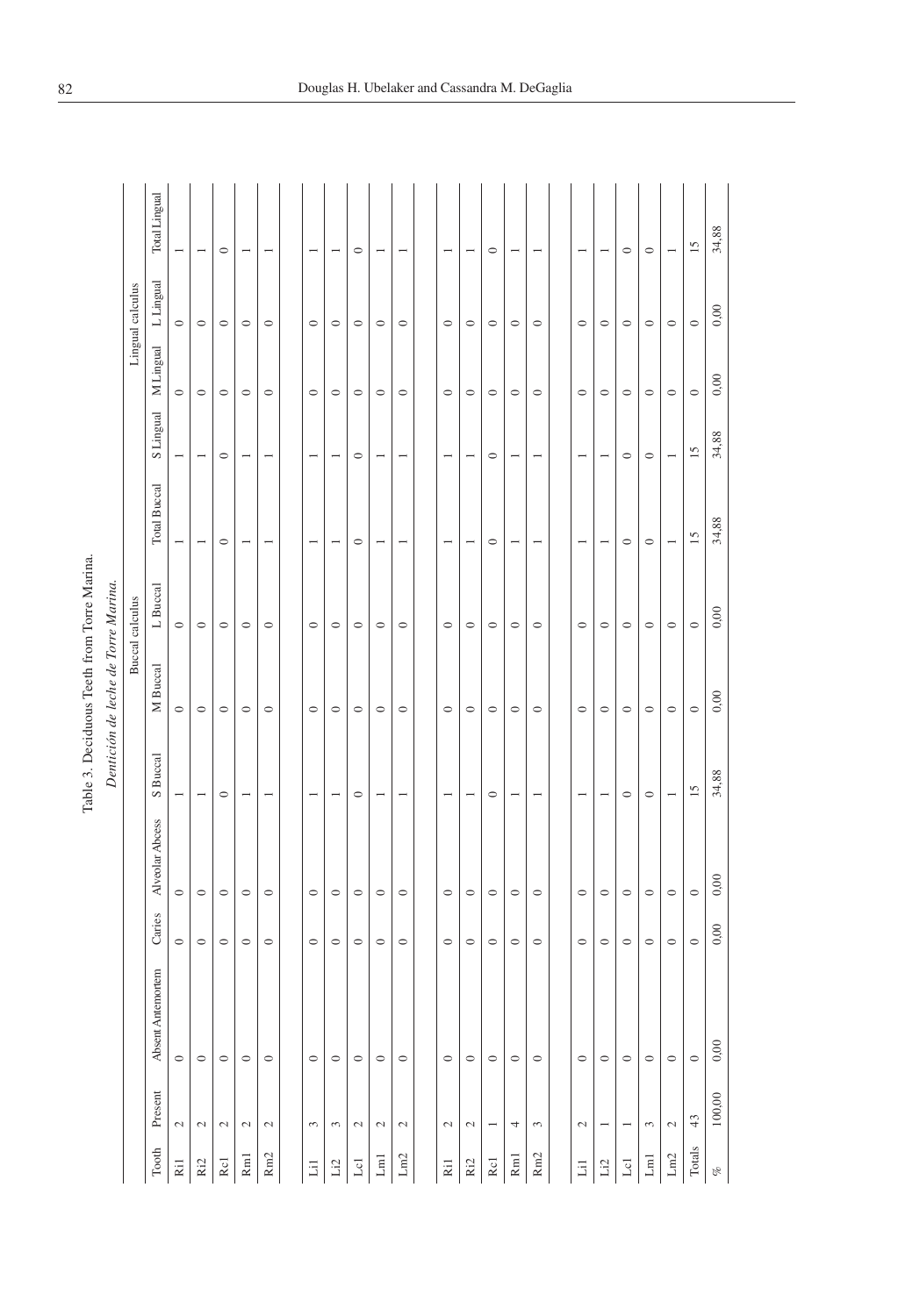Table 3. Deciduous Teeth from Torre Marina.

*Dentición de leche de Torre Marina.*

| Tooth | Present | Absent Antemortem | Caries | Alveolar Abcess | Buccal calculus | | | | Lingual calculus | | | |
|---|---|---|---|---|---|---|---|---|---|---|---|---|
| | | | | | S Buccal | M Buccal | L Buccal | Total Buccal | S Lingual | M Lingual | L Lingual | Total Lingual |
| Ri1 | 2 | 0 | 0 | 0 | 1 | 0 | 0 | 1 | 1 | 0 | 0 | 1 |
| Ri2 | 2 | 0 | 0 | 0 | 1 | 0 | 0 | 1 | 1 | 0 | 0 | 1 |
| Rc1 | 2 | 0 | 0 | 0 | 0 | 0 | 0 | 0 | 0 | 0 | 0 | 0 |
| Rm1 | 2 | 0 | 0 | 0 | 1 | 0 | 0 | 1 | 1 | 0 | 0 | 1 |
| Rm2 | 2 | 0 | 0 | 0 | 1 | 0 | 0 | 1 | 1 | 0 | 0 | 1 |
| | | | | | | | | | | | | |
| Li1 | 3 | 0 | 0 | 0 | 1 | 0 | 0 | 1 | 1 | 0 | 0 | 1 |
| Li2 | 3 | 0 | 0 | 0 | 1 | 0 | 0 | 1 | 1 | 0 | 0 | 1 |
| Lc1 | 2 | 0 | 0 | 0 | 0 | 0 | 0 | 0 | 0 | 0 | 0 | 0 |
| Lm1 | 2 | 0 | 0 | 0 | 1 | 0 | 0 | 1 | 1 | 0 | 0 | 1 |
| Lm2 | 2 | 0 | 0 | 0 | 1 | 0 | 0 | 1 | 1 | 0 | 0 | 1 |
| | | | | | | | | | | | | |
| Ri1 | 2 | 0 | 0 | 0 | 1 | 0 | 0 | 1 | 1 | 0 | 0 | 1 |
| Ri2 | 2 | 0 | 0 | 0 | 1 | 0 | 0 | 1 | 1 | 0 | 0 | 1 |
| Rc1 | 1 | 0 | 0 | 0 | 0 | 0 | 0 | 0 | 0 | 0 | 0 | 0 |
| Rm1 | 4 | 0 | 0 | 0 | 1 | 0 | 0 | 1 | 1 | 0 | 0 | 1 |
| Rm2 | 3 | 0 | 0 | 0 | 1 | 0 | 0 | 1 | 1 | 0 | 0 | 1 |
| | | | | | | | | | | | | |
| Li1 | 2 | 0 | 0 | 0 | 1 | 0 | 0 | 1 | 1 | 0 | 0 | 1 |
| Li2 | 1 | 0 | 0 | 0 | 1 | 0 | 0 | 1 | 1 | 0 | 0 | 1 |
| Lc1 | 1 | 0 | 0 | 0 | 0 | 0 | 0 | 0 | 0 | 0 | 0 | 0 |
| Lm1 | 3 | 0 | 0 | 0 | 0 | 0 | 0 | 0 | 0 | 0 | 0 | 0 |
| Lm2 | 2 | 0 | 0 | 0 | 1 | 0 | 0 | 1 | 1 | 0 | 0 | 1 |
| Totals | 43 | 0 | 0 | 0 | 15 | 0 | 0 | 15 | 15 | 0 | 0 | 15 |
| % | 100,00 | 0,00 | 0,00 | 0,00 | 34,88 | 0,00 | 0,00 | 34,88 | 34,88 | 0,00 | 0,00 | 34,88 |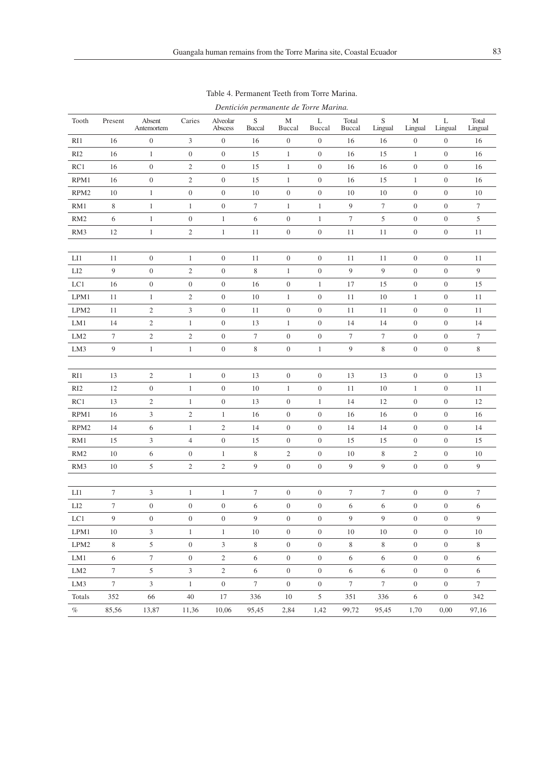Table 4. Permanent Teeth from Torre Marina.

*Dentición permanente de Torre Marina.*

| Tooth | Present | Absent Antemortem | Caries | Alveolar Abscess | S Buccal | M Buccal | L Buccal | Total Buccal | S Lingual | M Lingual | L Lingual | Total Lingual |
|---|---|---|---|---|---|---|---|---|---|---|---|---|
| RI1 | 16 | 0 | 3 | 0 | 16 | 0 | 0 | 16 | 16 | 0 | 0 | 16 |
| RI2 | 16 | 1 | 0 | 0 | 15 | 1 | 0 | 16 | 15 | 1 | 0 | 16 |
| RC1 | 16 | 0 | 2 | 0 | 15 | 1 | 0 | 16 | 16 | 0 | 0 | 16 |
| RPM1 | 16 | 0 | 2 | 0 | 15 | 1 | 0 | 16 | 15 | 1 | 0 | 16 |
| RPM2 | 10 | 1 | 0 | 0 | 10 | 0 | 0 | 10 | 10 | 0 | 0 | 10 |
| RM1 | 8 | 1 | 1 | 0 | 7 | 1 | 1 | 9 | 7 | 0 | 0 | 7 |
| RM2 | 6 | 1 | 0 | 1 | 6 | 0 | 1 | 7 | 5 | 0 | 0 | 5 |
| RM3 | 12 | 1 | 2 | 1 | 11 | 0 | 0 | 11 | 11 | 0 | 0 | 11 |
| | | | | | | | | | | | | |
| LI1 | 11 | 0 | 1 | 0 | 11 | 0 | 0 | 11 | 11 | 0 | 0 | 11 |
| LI2 | 9 | 0 | 2 | 0 | 8 | 1 | 0 | 9 | 9 | 0 | 0 | 9 |
| LC1 | 16 | 0 | 0 | 0 | 16 | 0 | 1 | 17 | 15 | 0 | 0 | 15 |
| LPM1 | 11 | 1 | 2 | 0 | 10 | 1 | 0 | 11 | 10 | 1 | 0 | 11 |
| LPM2 | 11 | 2 | 3 | 0 | 11 | 0 | 0 | 11 | 11 | 0 | 0 | 11 |
| LM1 | 14 | 2 | 1 | 0 | 13 | 1 | 0 | 14 | 14 | 0 | 0 | 14 |
| LM2 | 7 | 2 | 2 | 0 | 7 | 0 | 0 | 7 | 7 | 0 | 0 | 7 |
| LM3 | 9 | 1 | 1 | 0 | 8 | 0 | 1 | 9 | 8 | 0 | 0 | 8 |
| | | | | | | | | | | | | |
| RI1 | 13 | 2 | 1 | 0 | 13 | 0 | 0 | 13 | 13 | 0 | 0 | 13 |
| RI2 | 12 | 0 | 1 | 0 | 10 | 1 | 0 | 11 | 10 | 1 | 0 | 11 |
| RC1 | 13 | 2 | 1 | 0 | 13 | 0 | 1 | 14 | 12 | 0 | 0 | 12 |
| RPM1 | 16 | 3 | 2 | 1 | 16 | 0 | 0 | 16 | 16 | 0 | 0 | 16 |
| RPM2 | 14 | 6 | 1 | 2 | 14 | 0 | 0 | 14 | 14 | 0 | 0 | 14 |
| RM1 | 15 | 3 | 4 | 0 | 15 | 0 | 0 | 15 | 15 | 0 | 0 | 15 |
| RM2 | 10 | 6 | 0 | 1 | 8 | 2 | 0 | 10 | 8 | 2 | 0 | 10 |
| RM3 | 10 | 5 | 2 | 2 | 9 | 0 | 0 | 9 | 9 | 0 | 0 | 9 |
| | | | | | | | | | | | | |
| LI1 | 7 | 3 | 1 | 1 | 7 | 0 | 0 | 7 | 7 | 0 | 0 | 7 |
| LI2 | 7 | 0 | 0 | 0 | 6 | 0 | 0 | 6 | 6 | 0 | 0 | 6 |
| LC1 | 9 | 0 | 0 | 0 | 9 | 0 | 0 | 9 | 9 | 0 | 0 | 9 |
| LPM1 | 10 | 3 | 1 | 1 | 10 | 0 | 0 | 10 | 10 | 0 | 0 | 10 |
| LPM2 | 8 | 5 | 0 | 3 | 8 | 0 | 0 | 8 | 8 | 0 | 0 | 8 |
| LM1 | 6 | 7 | 0 | 2 | 6 | 0 | 0 | 6 | 6 | 0 | 0 | 6 |
| LM2 | 7 | 5 | 3 | 2 | 6 | 0 | 0 | 6 | 6 | 0 | 0 | 6 |
| LM3 | 7 | 3 | 1 | 0 | 7 | 0 | 0 | 7 | 7 | 0 | 0 | 7 |
| Totals | 352 | 66 | 40 | 17 | 336 | 10 | 5 | 351 | 336 | 6 | 0 | 342 |
| % | 85,56 | 13,87 | 11,36 | 10,06 | 95,45 | 2,84 | 1,42 | 99,72 | 95,45 | 1,70 | 0,00 | 97,16 |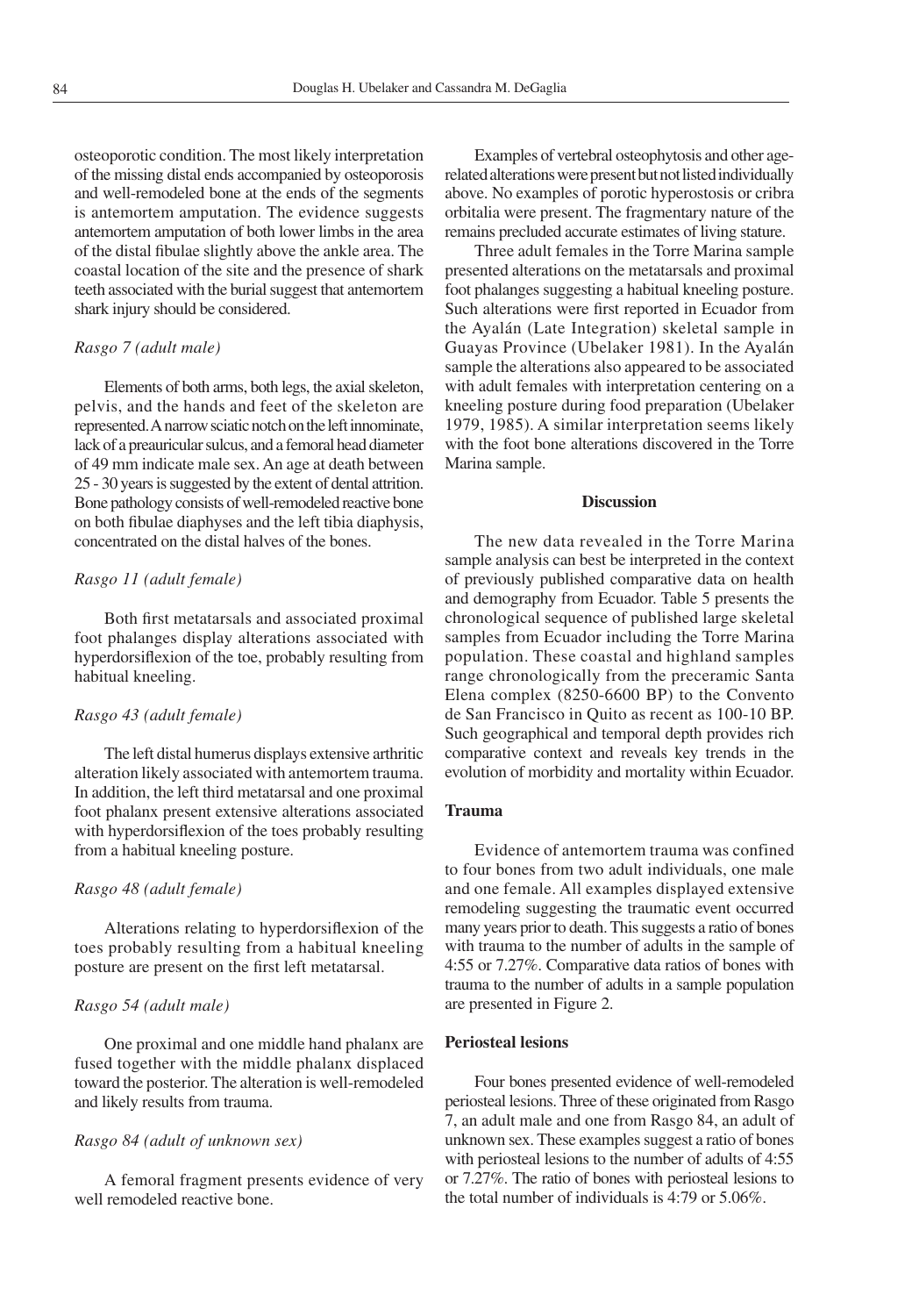osteoporotic condition. The most likely interpretation of the missing distal ends accompanied by osteoporosis and well-remodeled bone at the ends of the segments is antemortem amputation. The evidence suggests antemortem amputation of both lower limbs in the area of the distal fibulae slightly above the ankle area. The coastal location of the site and the presence of shark teeth associated with the burial suggest that antemortem shark injury should be considered.

*Rasgo 7 (adult male)*

Elements of both arms, both legs, the axial skeleton, pelvis, and the hands and feet of the skeleton are represented. A narrow sciatic notch on the left innominate, lack of a preauricular sulcus, and a femoral head diameter of 49 mm indicate male sex. An age at death between 25 - 30 years is suggested by the extent of dental attrition. Bone pathology consists of well-remodeled reactive bone on both fibulae diaphyses and the left tibia diaphysis, concentrated on the distal halves of the bones.

*Rasgo 11 (adult female)*

Both first metatarsals and associated proximal foot phalanges display alterations associated with hyperdorsiflexion of the toe, probably resulting from habitual kneeling.

*Rasgo 43 (adult female)*

The left distal humerus displays extensive arthritic alteration likely associated with antemortem trauma. In addition, the left third metatarsal and one proximal foot phalanx present extensive alterations associated with hyperdorsiflexion of the toes probably resulting from a habitual kneeling posture.

*Rasgo 48 (adult female)*

Alterations relating to hyperdorsiflexion of the toes probably resulting from a habitual kneeling posture are present on the first left metatarsal.

*Rasgo 54 (adult male)*

One proximal and one middle hand phalanx are fused together with the middle phalanx displaced toward the posterior. The alteration is well-remodeled and likely results from trauma.

*Rasgo 84 (adult of unknown sex)*

A femoral fragment presents evidence of very well remodeled reactive bone.

Examples of vertebral osteophytosis and other age-related alterations were present but not listed individually above. No examples of porotic hyperostosis or cribra orbitalia were present. The fragmentary nature of the remains precluded accurate estimates of living stature.

Three adult females in the Torre Marina sample presented alterations on the metatarsals and proximal foot phalanges suggesting a habitual kneeling posture. Such alterations were first reported in Ecuador from the Ayalán (Late Integration) skeletal sample in Guayas Province (Ubelaker 1981). In the Ayalán sample the alterations also appeared to be associated with adult females with interpretation centering on a kneeling posture during food preparation (Ubelaker 1979, 1985). A similar interpretation seems likely with the foot bone alterations discovered in the Torre Marina sample.

## Discussion

The new data revealed in the Torre Marina sample analysis can best be interpreted in the context of previously published comparative data on health and demography from Ecuador. Table 5 presents the chronological sequence of published large skeletal samples from Ecuador including the Torre Marina population. These coastal and highland samples range chronologically from the preceramic Santa Elena complex (8250-6600 BP) to the Convento de San Francisco in Quito as recent as 100-10 BP. Such geographical and temporal depth provides rich comparative context and reveals key trends in the evolution of morbidity and mortality within Ecuador.

### Trauma

Evidence of antemortem trauma was confined to four bones from two adult individuals, one male and one female. All examples displayed extensive remodeling suggesting the traumatic event occurred many years prior to death. This suggests a ratio of bones with trauma to the number of adults in the sample of 4:55 or 7.27%. Comparative data ratios of bones with trauma to the number of adults in a sample population are presented in Figure 2.

### Periosteal lesions

Four bones presented evidence of well-remodeled periosteal lesions. Three of these originated from Rasgo 7, an adult male and one from Rasgo 84, an adult of unknown sex. These examples suggest a ratio of bones with periosteal lesions to the number of adults of 4:55 or 7.27%. The ratio of bones with periosteal lesions to the total number of individuals is 4:79 or 5.06%.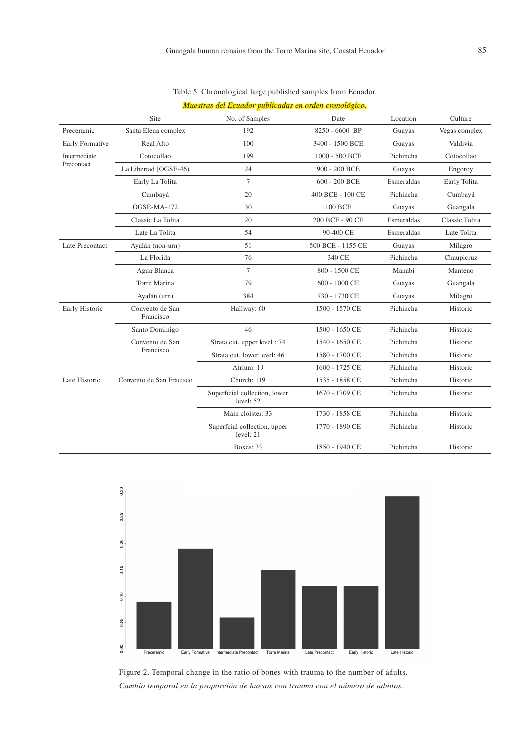Table 5. Chronological large published samples from Ecuador.

*Muestras del Ecuador publicadas en orden cronológico.*

| | Site | No. of Samples | Date | Location | Culture |
|---|---|---|---|---|---|
| Preceramic | Santa Elena complex | 192 | 8250 - 6600 BP | Guayas | Vegas complex |
| Early Formative | Real Alto | 100 | 3400 - 1500 BCE | Guayas | Valdivia |
| Intermediate Precontact | Cotocollao | 199 | 1000 - 500 BCE | Pichincha | Cotocollao |
| | La Libertad (OGSE-46) | 24 | 900 - 200 BCE | Guayas | Engoroy |
| | Early La Tolita | 7 | 600 - 200 BCE | Esmeraldas | Early Tolita |
| | Cumbayá | 20 | 400 BCE - 100 CE | Pichincha | Cumbayá |
| | OGSE-MA-172 | 30 | 100 BCE | Guayas | Guangala |
| | Classic La Tolita | 20 | 200 BCE - 90 CE | Esmeraldas | Classic Tolita |
| | Late La Tolita | 54 | 90-400 CE | Esmeraldas | Late Tolita |
| Late Precontact | Ayalán (non-urn) | 51 | 500 BCE - 1155 CE | Guayas | Milagro |
| | La Florida | 76 | 340 CE | Pichincha | Chaupicruz |
| | Agua Blanca | 7 | 800 - 1500 CE | Manabi | Manteno |
| | Torre Marina | 79 | 600 - 1000 CE | Guayas | Guangala |
| | Ayalán (urn) | 384 | 730 - 1730 CE | Guayas | Milagro |
| Early Historic | Convento de San Francisco | Hallway: 60 | 1500 - 1570 CE | Pichincha | Historic |
| | Santo Dominigo | 46 | 1500 - 1650 CE | Pichincha | Historic |
| | Convento de San Francisco | Strata cut, upper level : 74 | 1540 - 1650 CE | Pichincha | Historic |
| | | Strata cut, lower level: 46 | 1580 - 1700 CE | Pichincha | Historic |
| | | Atrium: 19 | 1600 - 1725 CE | Pichincha | Historic |
| Late Historic | Convento de San Fracisco | Church: 119 | 1535 - 1858 CE | Pichincha | Historic |
| | | Superficial collection, lower level: 52 | 1670 - 1709 CE | Pichincha | Historic |
| | | Main cloister: 33 | 1730 - 1858 CE | Pichincha | Historic |
| | | Superfcial collection, upper level: 21 | 1770 - 1890 CE | Pichincha | Historic |
| | | Boxes: 33 | 1850 - 1940 CE | Pichincha | Historic |

Figure 2. Temporal change in the ratio of bones with trauma to the number of adults.

*Cambio temporal en la proporción de huesos con trauma con el número de adultos.*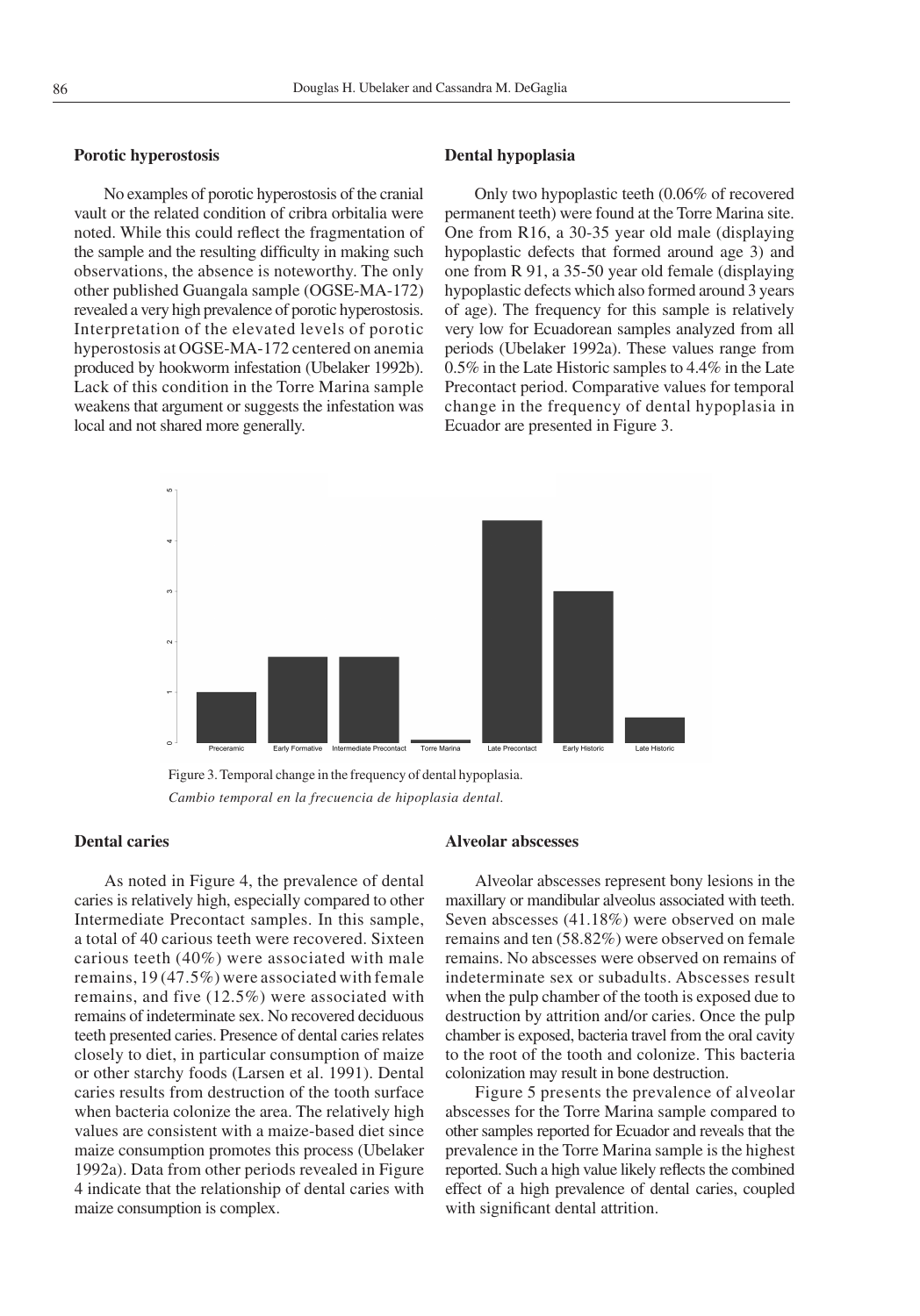### Porotic hyperostosis

No examples of porotic hyperostosis of the cranial vault or the related condition of cribra orbitalia were noted. While this could reflect the fragmentation of the sample and the resulting difficulty in making such observations, the absence is noteworthy. The only other published Guangala sample (OGSE-MA-172) revealed a very high prevalence of porotic hyperostosis. Interpretation of the elevated levels of porotic hyperostosis at OGSE-MA-172 centered on anemia produced by hookworm infestation (Ubelaker 1992b). Lack of this condition in the Torre Marina sample weakens that argument or suggests the infestation was local and not shared more generally.

### Dental hypoplasia

Only two hypoplastic teeth (0.06% of recovered permanent teeth) were found at the Torre Marina site. One from R16, a 30-35 year old male (displaying hypoplastic defects that formed around age 3) and one from R 91, a 35-50 year old female (displaying hypoplastic defects which also formed around 3 years of age). The frequency for this sample is relatively very low for Ecuadorean samples analyzed from all periods (Ubelaker 1992a). These values range from 0.5% in the Late Historic samples to 4.4% in the Late Precontact period. Comparative values for temporal change in the frequency of dental hypoplasia in Ecuador are presented in Figure 3.

Figure 3. Temporal change in the frequency of dental hypoplasia.
*Cambio temporal en la frecuencia de hipoplasia dental.*

### Dental caries

As noted in Figure 4, the prevalence of dental caries is relatively high, especially compared to other Intermediate Precontact samples. In this sample, a total of 40 carious teeth were recovered. Sixteen carious teeth (40%) were associated with male remains, 19 (47.5%) were associated with female remains, and five (12.5%) were associated with remains of indeterminate sex. No recovered deciduous teeth presented caries. Presence of dental caries relates closely to diet, in particular consumption of maize or other starchy foods (Larsen et al. 1991). Dental caries results from destruction of the tooth surface when bacteria colonize the area. The relatively high values are consistent with a maize-based diet since maize consumption promotes this process (Ubelaker 1992a). Data from other periods revealed in Figure 4 indicate that the relationship of dental caries with maize consumption is complex.

### Alveolar abscesses

Alveolar abscesses represent bony lesions in the maxillary or mandibular alveolus associated with teeth. Seven abscesses (41.18%) were observed on male remains and ten (58.82%) were observed on female remains. No abscesses were observed on remains of indeterminate sex or subadults. Abscesses result when the pulp chamber of the tooth is exposed due to destruction by attrition and/or caries. Once the pulp chamber is exposed, bacteria travel from the oral cavity to the root of the tooth and colonize. This bacteria colonization may result in bone destruction.

Figure 5 presents the prevalence of alveolar abscesses for the Torre Marina sample compared to other samples reported for Ecuador and reveals that the prevalence in the Torre Marina sample is the highest reported. Such a high value likely reflects the combined effect of a high prevalence of dental caries, coupled with significant dental attrition.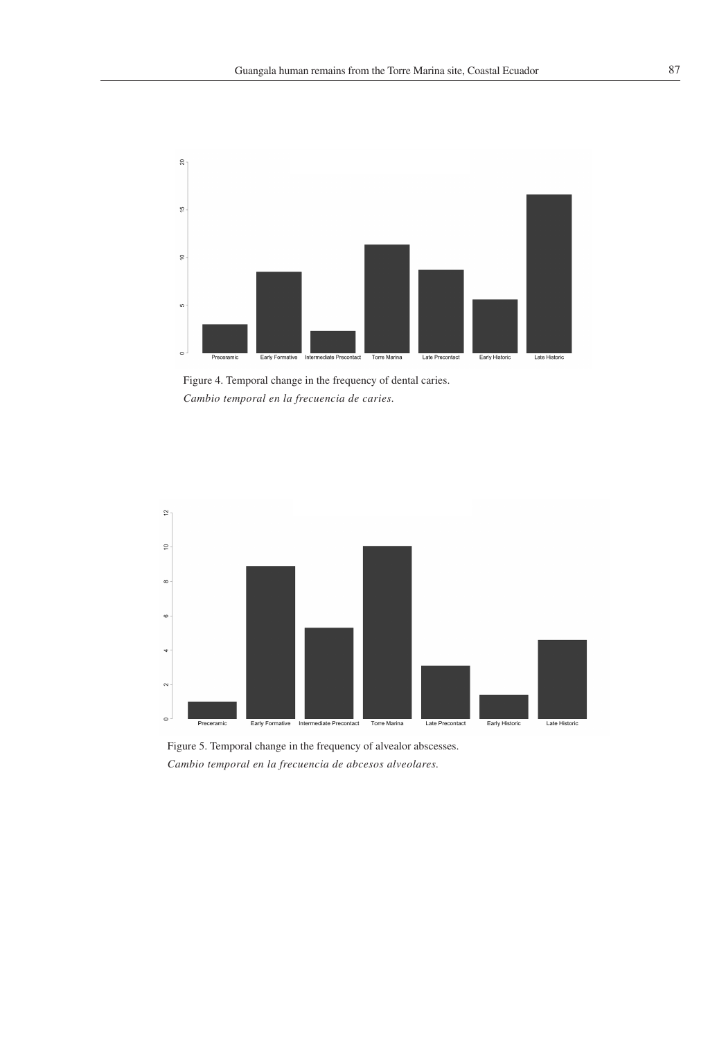Figure 4. Temporal change in the frequency of dental caries.
*Cambio temporal en la frecuencia de caries.*

Figure 5. Temporal change in the frequency of alvealor abscesses.
*Cambio temporal en la frecuencia de abcesos alveolares.*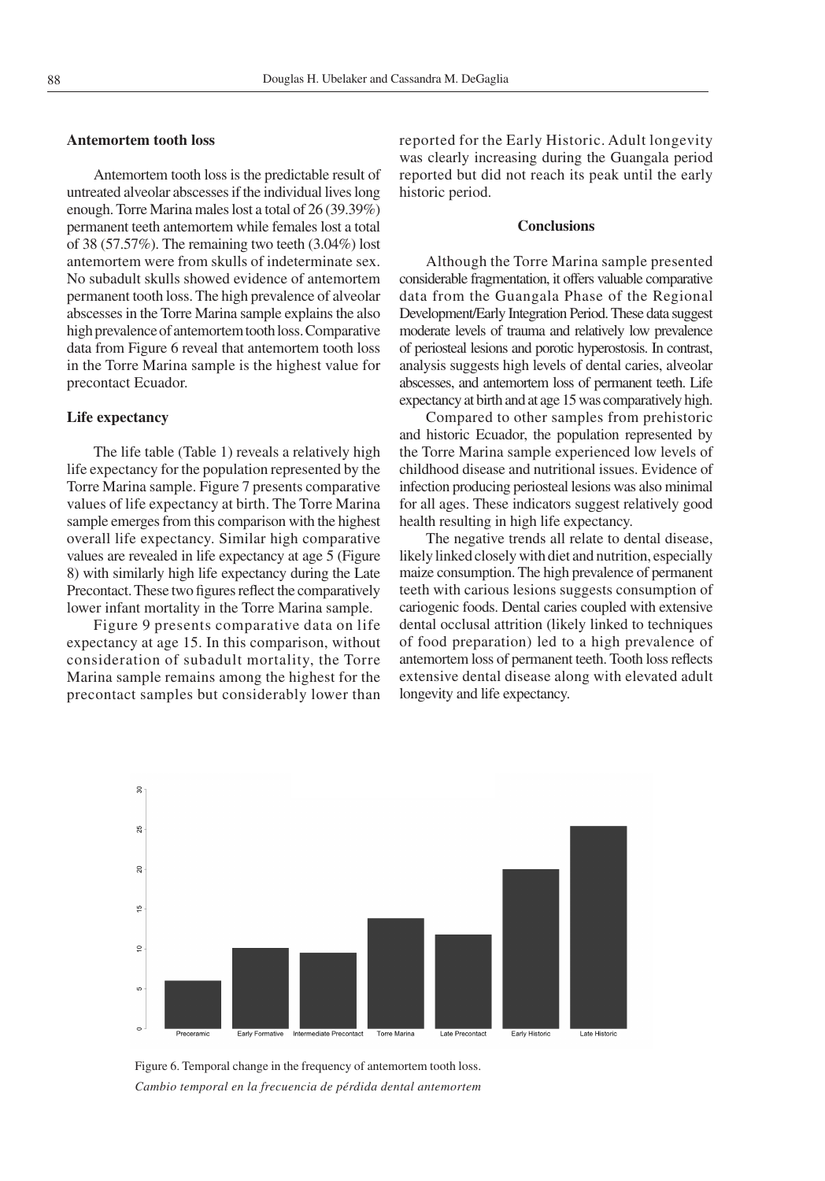### Antemortem tooth loss

Antemortem tooth loss is the predictable result of untreated alveolar abscesses if the individual lives long enough. Torre Marina males lost a total of 26 (39.39%) permanent teeth antemortem while females lost a total of 38 (57.57%). The remaining two teeth (3.04%) lost antemortem were from skulls of indeterminate sex. No subadult skulls showed evidence of antemortem permanent tooth loss. The high prevalence of alveolar abscesses in the Torre Marina sample explains the also high prevalence of antemortem tooth loss. Comparative data from Figure 6 reveal that antemortem tooth loss in the Torre Marina sample is the highest value for precontact Ecuador.

### Life expectancy

The life table (Table 1) reveals a relatively high life expectancy for the population represented by the Torre Marina sample. Figure 7 presents comparative values of life expectancy at birth. The Torre Marina sample emerges from this comparison with the highest overall life expectancy. Similar high comparative values are revealed in life expectancy at age 5 (Figure 8) with similarly high life expectancy during the Late Precontact. These two figures reflect the comparatively lower infant mortality in the Torre Marina sample.

Figure 9 presents comparative data on life expectancy at age 15. In this comparison, without consideration of subadult mortality, the Torre Marina sample remains among the highest for the precontact samples but considerably lower than reported for the Early Historic. Adult longevity was clearly increasing during the Guangala period reported but did not reach its peak until the early historic period.

## Conclusions

Although the Torre Marina sample presented considerable fragmentation, it offers valuable comparative data from the Guangala Phase of the Regional Development/Early Integration Period. These data suggest moderate levels of trauma and relatively low prevalence of periosteal lesions and porotic hyperostosis. In contrast, analysis suggests high levels of dental caries, alveolar abscesses, and antemortem loss of permanent teeth. Life expectancy at birth and at age 15 was comparatively high.

Compared to other samples from prehistoric and historic Ecuador, the population represented by the Torre Marina sample experienced low levels of childhood disease and nutritional issues. Evidence of infection producing periosteal lesions was also minimal for all ages. These indicators suggest relatively good health resulting in high life expectancy.

The negative trends all relate to dental disease, likely linked closely with diet and nutrition, especially maize consumption. The high prevalence of permanent teeth with carious lesions suggests consumption of cariogenic foods. Dental caries coupled with extensive dental occlusal attrition (likely linked to techniques of food preparation) led to a high prevalence of antemortem loss of permanent teeth. Tooth loss reflects extensive dental disease along with elevated adult longevity and life expectancy.

Figure 6. Temporal change in the frequency of antemortem tooth loss.

*Cambio temporal en la frecuencia de pérdida dental antemortem*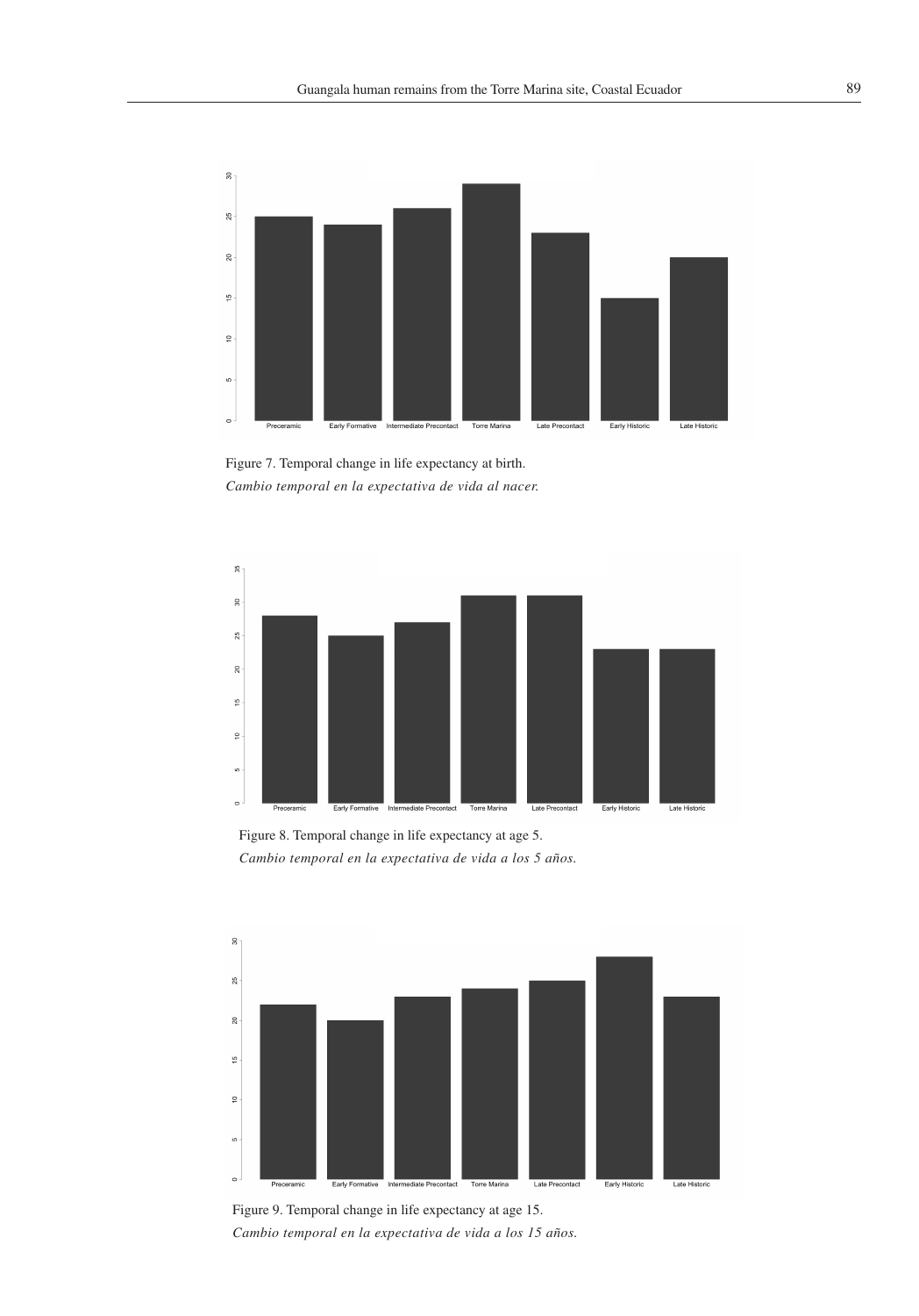Figure 7. Temporal change in life expectancy at birth.
*Cambio temporal en la expectativa de vida al nacer.*

Figure 8. Temporal change in life expectancy at age 5.
*Cambio temporal en la expectativa de vida a los 5 años.*

Figure 9. Temporal change in life expectancy at age 15.
*Cambio temporal en la expectativa de vida a los 15 años.*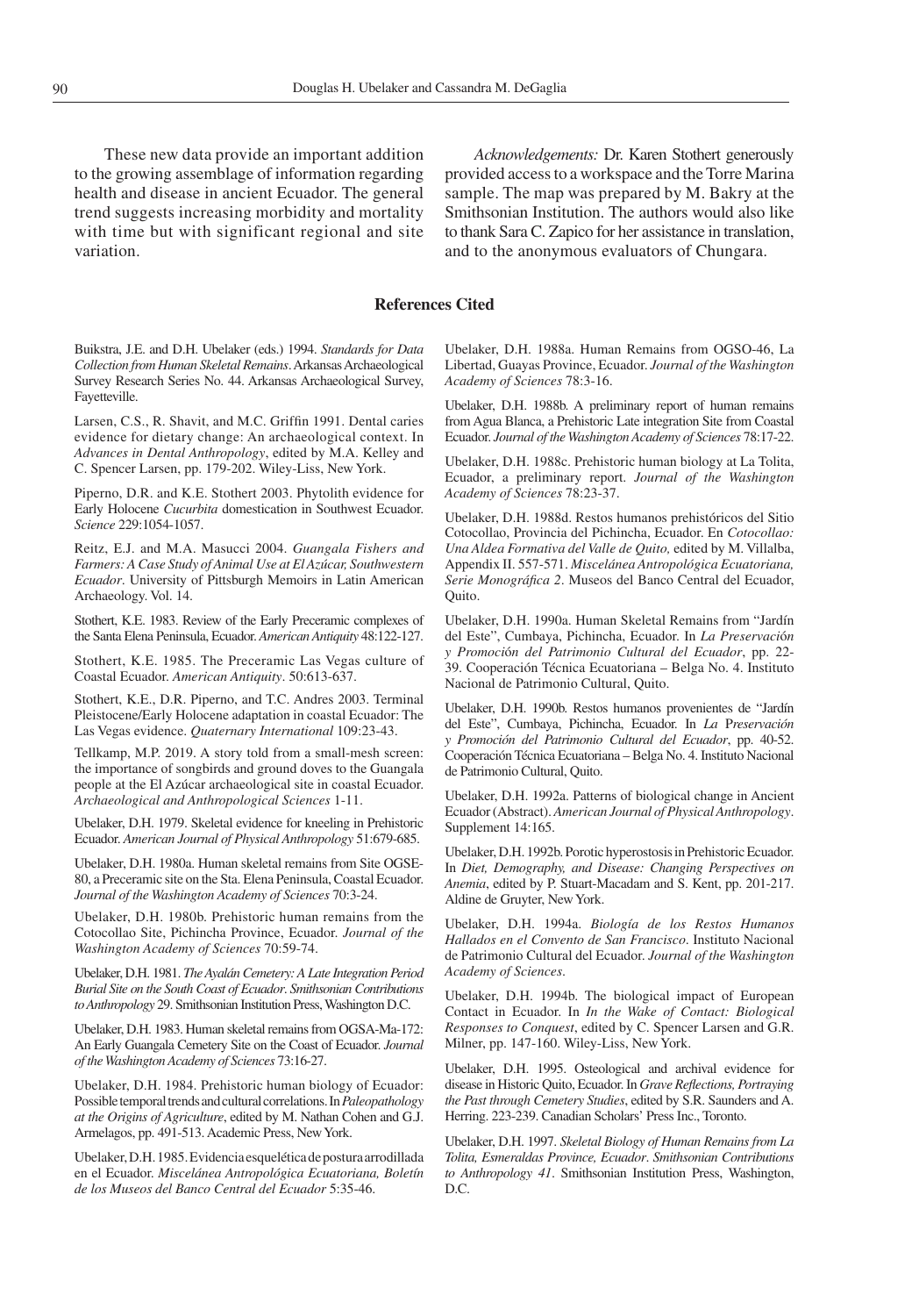These new data provide an important addition to the growing assemblage of information regarding health and disease in ancient Ecuador. The general trend suggests increasing morbidity and mortality with time but with significant regional and site variation.

*Acknowledgements:* Dr. Karen Stothert generously provided access to a workspace and the Torre Marina sample. The map was prepared by M. Bakry at the Smithsonian Institution. The authors would also like to thank Sara C. Zapico for her assistance in translation, and to the anonymous evaluators of Chungara.

## References Cited

Buikstra, J.E. and D.H. Ubelaker (eds.) 1994. *Standards for Data Collection from Human Skeletal Remains*. Arkansas Archaeological Survey Research Series No. 44. Arkansas Archaeological Survey, Fayetteville.

Larsen, C.S., R. Shavit, and M.C. Griffin 1991. Dental caries evidence for dietary change: An archaeological context. In *Advances in Dental Anthropology*, edited by M.A. Kelley and C. Spencer Larsen, pp. 179-202. Wiley-Liss, New York.

Piperno, D.R. and K.E. Stothert 2003. Phytolith evidence for Early Holocene *Cucurbita* domestication in Southwest Ecuador. *Science* 229:1054-1057.

Reitz, E.J. and M.A. Masucci 2004. *Guangala Fishers and Farmers: A Case Study of Animal Use at El Azúcar, Southwestern Ecuador*. University of Pittsburgh Memoirs in Latin American Archaeology. Vol. 14.

Stothert, K.E. 1983. Review of the Early Preceramic complexes of the Santa Elena Peninsula, Ecuador. *American Antiquity* 48:122-127.

Stothert, K.E. 1985. The Preceramic Las Vegas culture of Coastal Ecuador. *American Antiquity*. 50:613-637.

Stothert, K.E., D.R. Piperno, and T.C. Andres 2003. Terminal Pleistocene/Early Holocene adaptation in coastal Ecuador: The Las Vegas evidence. *Quaternary International* 109:23-43.

Tellkamp, M.P. 2019. A story told from a small-mesh screen: the importance of songbirds and ground doves to the Guangala people at the El Azúcar archaeological site in coastal Ecuador. *Archaeological and Anthropological Sciences* 1-11.

Ubelaker, D.H. 1979. Skeletal evidence for kneeling in Prehistoric Ecuador. *American Journal of Physical Anthropology* 51:679-685.

Ubelaker, D.H. 1980a. Human skeletal remains from Site OGSE-80, a Preceramic site on the Sta. Elena Peninsula, Coastal Ecuador. *Journal of the Washington Academy of Sciences* 70:3-24.

Ubelaker, D.H. 1980b. Prehistoric human remains from the Cotocollao Site, Pichincha Province, Ecuador. *Journal of the Washington Academy of Sciences* 70:59-74.

Ubelaker, D.H. 1981. *The Ayalán Cemetery: A Late Integration Period Burial Site on the South Coast of Ecuador*. *Smithsonian Contributions to Anthropology* 29. Smithsonian Institution Press, Washington D.C.

Ubelaker, D.H. 1983. Human skeletal remains from OGSA-Ma-172: An Early Guangala Cemetery Site on the Coast of Ecuador. *Journal of the Washington Academy of Sciences* 73:16-27.

Ubelaker, D.H. 1984. Prehistoric human biology of Ecuador: Possible temporal trends and cultural correlations. In *Paleopathology at the Origins of Agriculture*, edited by M. Nathan Cohen and G.J. Armelagos, pp. 491-513. Academic Press, New York.

Ubelaker, D.H. 1985. Evidencia esquelética de postura arrodillada en el Ecuador. *Miscelánea Antropológica Ecuatoriana, Boletín de los Museos del Banco Central del Ecuador* 5:35-46.

Ubelaker, D.H. 1988a. Human Remains from OGSO-46, La Libertad, Guayas Province, Ecuador. *Journal of the Washington Academy of Sciences* 78:3-16.

Ubelaker, D.H. 1988b. A preliminary report of human remains from Agua Blanca, a Prehistoric Late integration Site from Coastal Ecuador. *Journal of the Washington Academy of Sciences* 78:17-22.

Ubelaker, D.H. 1988c. Prehistoric human biology at La Tolita, Ecuador, a preliminary report. *Journal of the Washington Academy of Sciences* 78:23-37.

Ubelaker, D.H. 1988d. Restos humanos prehistóricos del Sitio Cotocollao, Provincia del Pichincha, Ecuador. En *Cotocollao: Una Aldea Formativa del Valle de Quito,* edited by M. Villalba, Appendix II. 557-571. *Miscelánea Antropológica Ecuatoriana, Serie Monográfica 2*. Museos del Banco Central del Ecuador, Quito.

Ubelaker, D.H. 1990a. Human Skeletal Remains from "Jardín del Este", Cumbaya, Pichincha, Ecuador. In *La Preservación y Promoción del Patrimonio Cultural del Ecuador*, pp. 22-39. Cooperación Técnica Ecuatoriana – Belga No. 4. Instituto Nacional de Patrimonio Cultural, Quito.

Ubelaker, D.H. 1990b. Restos humanos provenientes de "Jardín del Este", Cumbaya, Pichincha, Ecuador. In *La Preservación y Promoción del Patrimonio Cultural del Ecuador*, pp. 40-52. Cooperación Técnica Ecuatoriana – Belga No. 4. Instituto Nacional de Patrimonio Cultural, Quito.

Ubelaker, D.H. 1992a. Patterns of biological change in Ancient Ecuador (Abstract). *American Journal of Physical Anthropology*. Supplement 14:165.

Ubelaker, D.H. 1992b. Porotic hyperostosis in Prehistoric Ecuador. In *Diet, Demography, and Disease: Changing Perspectives on Anemia*, edited by P. Stuart-Macadam and S. Kent, pp. 201-217. Aldine de Gruyter, New York.

Ubelaker, D.H. 1994a. *Biología de los Restos Humanos Hallados en el Convento de San Francisco*. Instituto Nacional de Patrimonio Cultural del Ecuador. *Journal of the Washington Academy of Sciences*.

Ubelaker, D.H. 1994b. The biological impact of European Contact in Ecuador. In *In the Wake of Contact: Biological Responses to Conquest*, edited by C. Spencer Larsen and G.R. Milner, pp. 147-160. Wiley-Liss, New York.

Ubelaker, D.H. 1995. Osteological and archival evidence for disease in Historic Quito, Ecuador. In *Grave Reflections, Portraying the Past through Cemetery Studies*, edited by S.R. Saunders and A. Herring. 223-239. Canadian Scholars' Press Inc., Toronto.

Ubelaker, D.H. 1997. *Skeletal Biology of Human Remains from La Tolita, Esmeraldas Province, Ecuador*. *Smithsonian Contributions to Anthropology 41*. Smithsonian Institution Press, Washington, D.C.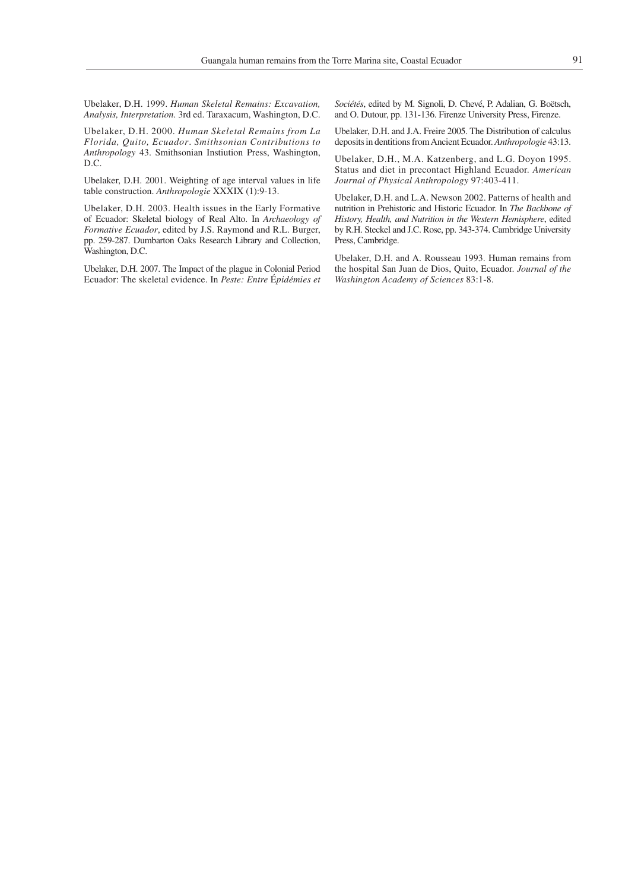Ubelaker, D.H. 1999. *Human Skeletal Remains: Excavation, Analysis, Interpretation*. 3rd ed. Taraxacum, Washington, D.C.

Ubelaker, D.H. 2000. *Human Skeletal Remains from La Florida, Quito, Ecuador*. *Smithsonian Contributions to Anthropology* 43. Smithsonian Instiution Press, Washington, D.C.

Ubelaker, D.H. 2001. Weighting of age interval values in life table construction. *Anthropologie* XXXIX (1):9-13.

Ubelaker, D.H. 2003. Health issues in the Early Formative of Ecuador: Skeletal biology of Real Alto. In *Archaeology of Formative Ecuador*, edited by J.S. Raymond and R.L. Burger, pp. 259-287. Dumbarton Oaks Research Library and Collection, Washington, D.C.

Ubelaker, D.H. 2007. The Impact of the plague in Colonial Period Ecuador: The skeletal evidence. In *Peste: Entre Épidémies et Sociétés*, edited by M. Signoli, D. Chevé, P. Adalian, G. Boëtsch, and O. Dutour, pp. 131-136. Firenze University Press, Firenze.

Ubelaker, D.H. and J.A. Freire 2005. The Distribution of calculus deposits in dentitions from Ancient Ecuador. *Anthropologie* 43:13.

Ubelaker, D.H., M.A. Katzenberg, and L.G. Doyon 1995. Status and diet in precontact Highland Ecuador. *American Journal of Physical Anthropology* 97:403-411.

Ubelaker, D.H. and L.A. Newson 2002. Patterns of health and nutrition in Prehistoric and Historic Ecuador. In *The Backbone of History, Health, and Nutrition in the Western Hemisphere*, edited by R.H. Steckel and J.C. Rose, pp. 343-374. Cambridge University Press, Cambridge.

Ubelaker, D.H. and A. Rousseau 1993. Human remains from the hospital San Juan de Dios, Quito, Ecuador. *Journal of the Washington Academy of Sciences* 83:1-8.